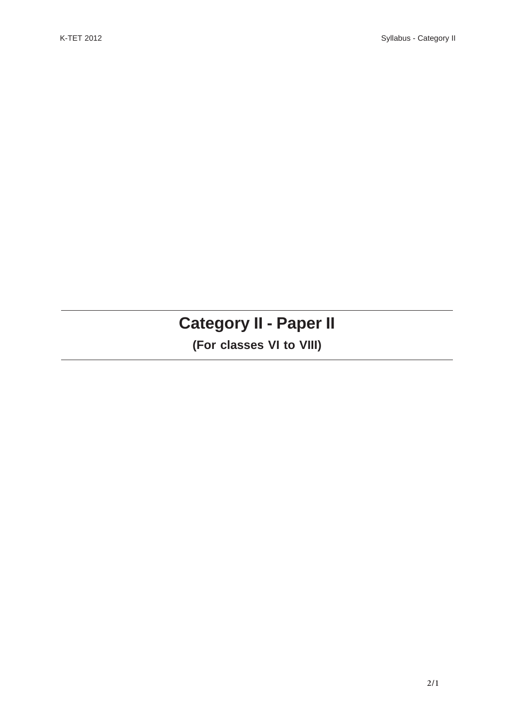# Category II - Paper II

**(For classes VI to VIII)**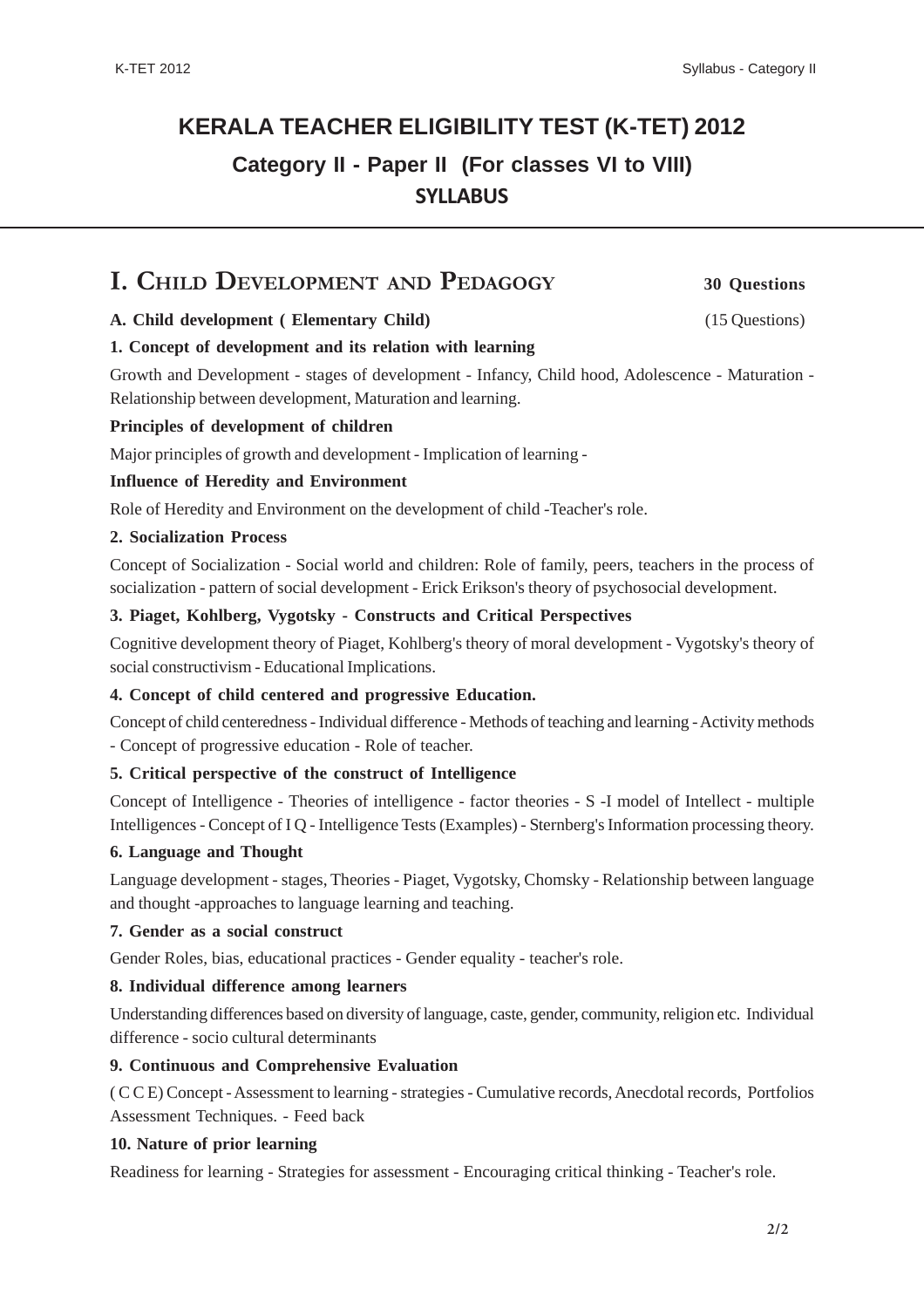# KERALA TEACHER ELIGIBILITY TEST (K-TET) 2012

## Category II - Paper II (For classes VI to VIII)

## SYLLABUS

## I. Child Development and Pedagogy — 30 Questions

**A. Child development ( Elementary Child)** (15 Questions)

**1. Concept of development and its relation with learning**

Growth and Development - stages of development - Infancy, Child hood, Adolescence - Maturation - Relationship between development, Maturation and learning.

**Principles of development of children**

Major principles of growth and development - Implication of learning -

**Influence of Heredity and Environment**

Role of Heredity and Environment on the development of child -Teacher's role.

**2. Socialization Process**

Concept of Socialization - Social world and children: Role of family, peers, teachers in the process of socialization - pattern of social development - Erick Erikson's theory of psychosocial development.

**3. Piaget, Kohlberg, Vygotsky - Constructs and Critical Perspectives**

Cognitive development theory of Piaget, Kohlberg's theory of moral development - Vygotsky's theory of social constructivism - Educational Implications.

**4. Concept of child centered and progressive Education.**

Concept of child centeredness - Individual difference - Methods of teaching and learning - Activity methods - Concept of progressive education - Role of teacher.

**5. Critical perspective of the construct of Intelligence**

Concept of Intelligence - Theories of intelligence - factor theories - S -I model of Intellect - multiple Intelligences - Concept of I Q - Intelligence Tests (Examples) - Sternberg's Information processing theory.

**6. Language and Thought**

Language development - stages, Theories - Piaget, Vygotsky, Chomsky - Relationship between language and thought -approaches to language learning and teaching.

**7. Gender as a social construct**

Gender Roles, bias, educational practices - Gender equality - teacher's role.

**8. Individual difference among learners**

Understanding differences based on diversity of language, caste, gender, community, religion etc. Individual difference - socio cultural determinants

**9. Continuous and Comprehensive Evaluation**

( C C E) Concept - Assessment to learning - strategies - Cumulative records, Anecdotal records, Portfolios Assessment Techniques. - Feed back

**10. Nature of prior learning**

Readiness for learning - Strategies for assessment - Encouraging critical thinking - Teacher's role.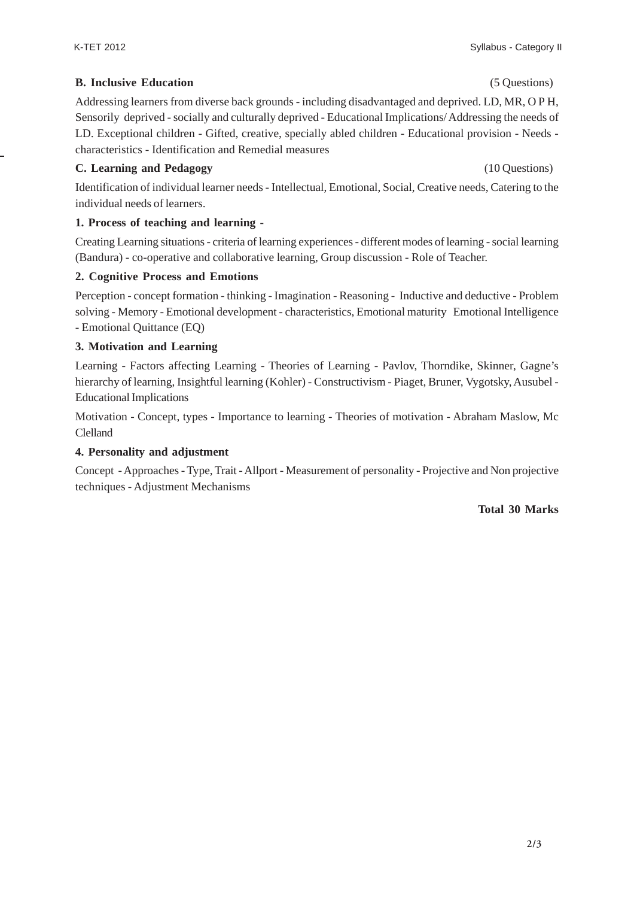**B. Inclusive Education** (5 Questions)

Addressing learners from diverse back grounds - including disadvantaged and deprived. LD, MR, O P H, Sensorily deprived - socially and culturally deprived - Educational Implications/ Addressing the needs of LD. Exceptional children - Gifted, creative, specially abled children - Educational provision - Needs - characteristics - Identification and Remedial measures

**C. Learning and Pedagogy** (10 Questions)

Identification of individual learner needs - Intellectual, Emotional, Social, Creative needs, Catering to the individual needs of learners.

**1. Process of teaching and learning -**

Creating Learning situations - criteria of learning experiences - different modes of learning - social learning (Bandura) - co-operative and collaborative learning, Group discussion - Role of Teacher.

**2. Cognitive Process and Emotions**

Perception - concept formation - thinking - Imagination - Reasoning - Inductive and deductive - Problem solving - Memory - Emotional development - characteristics, Emotional maturity Emotional Intelligence - Emotional Quittance (EQ)

**3. Motivation and Learning**

Learning - Factors affecting Learning - Theories of Learning - Pavlov, Thorndike, Skinner, Gagne's hierarchy of learning, Insightful learning (Kohler) - Constructivism - Piaget, Bruner, Vygotsky, Ausubel - Educational Implications

Motivation - Concept, types - Importance to learning - Theories of motivation - Abraham Maslow, Mc Clelland

**4. Personality and adjustment**

Concept - Approaches - Type, Trait - Allport - Measurement of personality - Projective and Non projective techniques - Adjustment Mechanisms

**Total 30 Marks**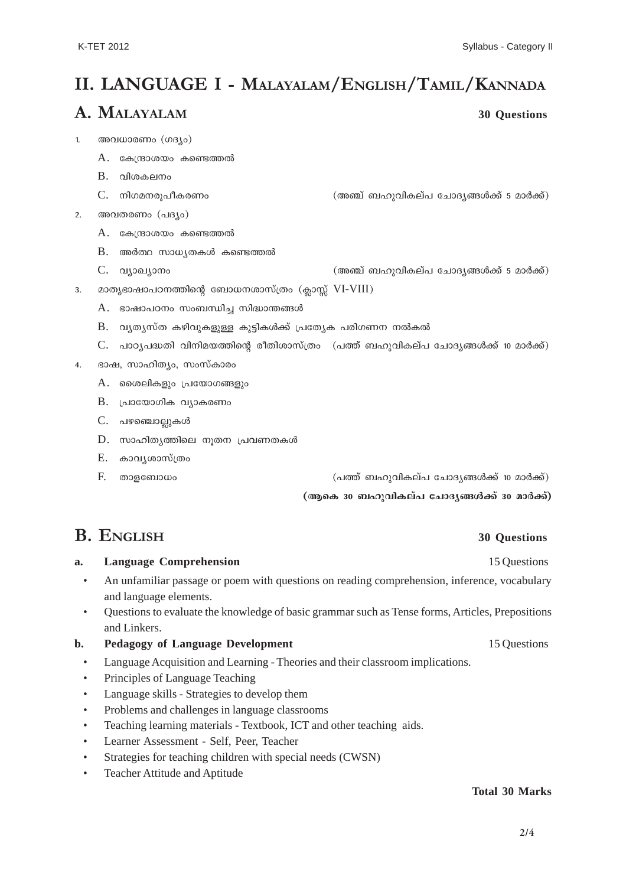# II. LANGUAGE I - MALAYALAM/ENGLISH/TAMIL/KANNADA

## A. MALAYALAM — 30 Questions

1. അവധാരണം (ഗദ്യം)
   - A. കേന്ദ്രാശയം കണ്ടെത്തൽ
   - B. വിശകലനം
   - C. നിഗമനരൂപീകരണം (അഞ്ച് ബഹുവികല്പ ചോദ്യങ്ങൾക്ക് 5 മാർക്ക്)
2. അവതരണം (പദ്യം)
   - A. കേന്ദ്രാശയം കണ്ടെത്തൽ
   - B. അർത്ഥ സാധ്യതകൾ കണ്ടെത്തൽ
   - C. വ്യാഖ്യാനം (അഞ്ച് ബഹുവികല്പ ചോദ്യങ്ങൾക്ക് 5 മാർക്ക്)
3. മാതൃഭാഷാപഠനത്തിന്റെ ബോധനശാസ്ത്രം (ക്ലാസ്സ് VI-VIII)
   - A. ഭാഷാപഠനം സംബന്ധിച്ച സിദ്ധാന്തങ്ങൾ
   - B. വ്യത്യസ്ത കഴിവുകളുള്ള കുട്ടികൾക്ക് പ്രത്യേക പരിഗണന നൽകൽ
   - C. പാഠ്യപദ്ധതി വിനിമയത്തിന്റെ രീതിശാസ്ത്രം (പത്ത് ബഹുവികല്പ ചോദ്യങ്ങൾക്ക് 10 മാർക്ക്)
4. ഭാഷ, സാഹിത്യം, സംസ്കാരം
   - A. ശൈലികളും പ്രയോഗങ്ങളും
   - B. പ്രായോഗിക വ്യാകരണം
   - C. പഴഞ്ചൊല്ലുകൾ
   - D. സാഹിത്യത്തിലെ നൂതന പ്രവണതകൾ
   - E. കാവ്യശാസ്ത്രം
   - F. താളബോധം (പത്ത് ബഹുവികല്പ ചോദ്യങ്ങൾക്ക് 10 മാർക്ക്)

**(ആകെ 30 ബഹുവികല്പ ചോദ്യങ്ങൾക്ക് 30 മാർക്ക്)**

## B. ENGLISH — 30 Questions

**a. Language Comprehension** — 15 Questions

- An unfamiliar passage or poem with questions on reading comprehension, inference, vocabulary and language elements.
- Questions to evaluate the knowledge of basic grammar such as Tense forms, Articles, Prepositions and Linkers.

**b. Pedagogy of Language Development** — 15 Questions

- Language Acquisition and Learning - Theories and their classroom implications.
- Principles of Language Teaching
- Language skills - Strategies to develop them
- Problems and challenges in language classrooms
- Teaching learning materials - Textbook, ICT and other teaching aids.
- Learner Assessment - Self, Peer, Teacher
- Strategies for teaching children with special needs (CWSN)
- Teacher Attitude and Aptitude

**Total 30 Marks**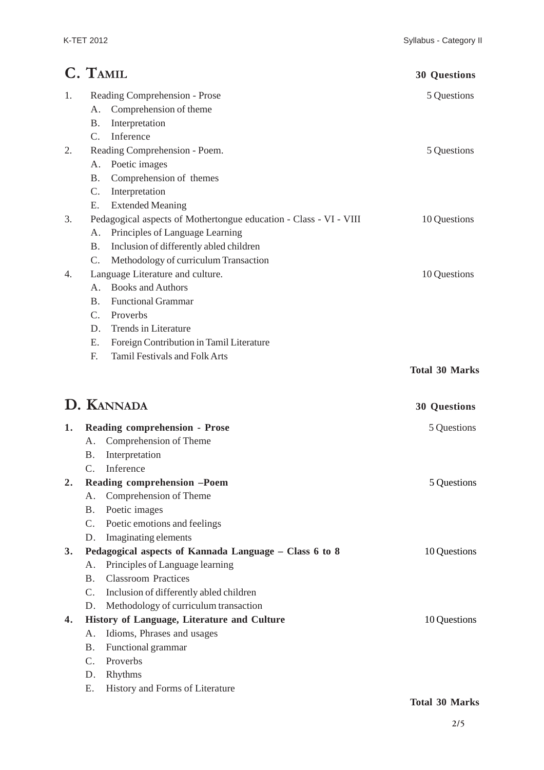## C. Tamil **30 Questions**

1. Reading Comprehension - Prose — 5 Questions
   - A. Comprehension of theme
   - B. Interpretation
   - C. Inference
2. Reading Comprehension - Poem. — 5 Questions
   - A. Poetic images
   - B. Comprehension of themes
   - C. Interpretation
   - E. Extended Meaning
3. Pedagogical aspects of Mothertongue education - Class - VI - VIII — 10 Questions
   - A. Principles of Language Learning
   - B. Inclusion of differently abled children
   - C. Methodology of curriculum Transaction
4. Language Literature and culture. — 10 Questions
   - A. Books and Authors
   - B. Functional Grammar
   - C. Proverbs
   - D. Trends in Literature
   - E. Foreign Contribution in Tamil Literature
   - F. Tamil Festivals and Folk Arts

**Total 30 Marks**

## D. Kannada **30 Questions**

1. **Reading comprehension - Prose** — 5 Questions
   - A. Comprehension of Theme
   - B. Interpretation
   - C. Inference
2. **Reading comprehension –Poem** — 5 Questions
   - A. Comprehension of Theme
   - B. Poetic images
   - C. Poetic emotions and feelings
   - D. Imaginating elements
3. **Pedagogical aspects of Kannada Language – Class 6 to 8** — 10 Questions
   - A. Principles of Language learning
   - B. Classroom Practices
   - C. Inclusion of differently abled children
   - D. Methodology of curriculum transaction
4. **History of Language, Literature and Culture** — 10 Questions
   - A. Idioms, Phrases and usages
   - B. Functional grammar
   - C. Proverbs
   - D. Rhythms
   - E. History and Forms of Literature

**Total 30 Marks**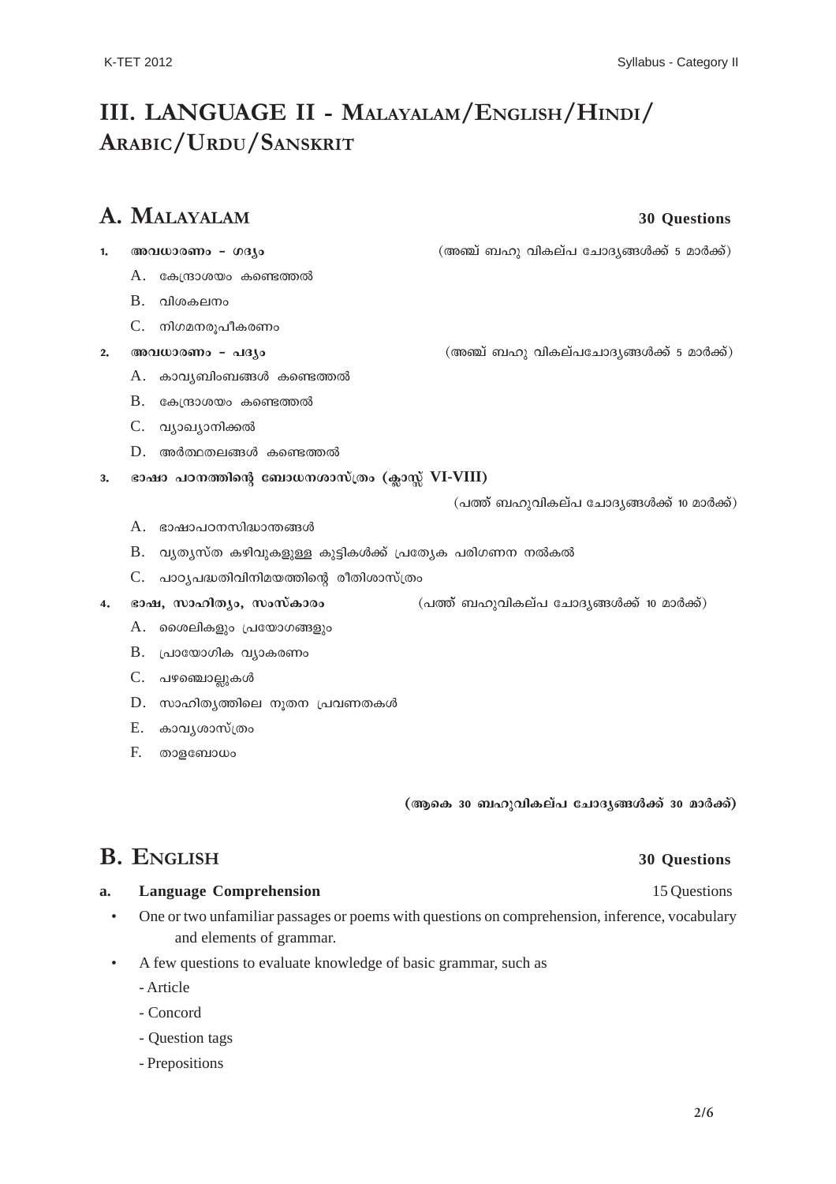# III. LANGUAGE II - MALAYALAM/ENGLISH/HINDI/ARABIC/URDU/SANSKRIT

## A. MALAYALAM — 30 Questions

1. **അവധാരണം – ഗദ്യം** (അഞ്ച് ബഹു വികല്പ ചോദ്യങ്ങൾക്ക് 5 മാർക്ക്)
   - A. കേന്ദ്രാശയം കണ്ടെത്തൽ
   - B. വിശകലനം
   - C. നിഗമനരൂപീകരണം
2. **അവധാരണം – പദ്യം** (അഞ്ച് ബഹു വികല്പചോദ്യങ്ങൾക്ക് 5 മാർക്ക്)
   - A. കാവ്യബിംബങ്ങൾ കണ്ടെത്തൽ
   - B. കേന്ദ്രാശയം കണ്ടെത്തൽ
   - C. വ്യാഖ്യാനിക്കൽ
   - D. അർത്ഥതലങ്ങൾ കണ്ടെത്തൽ
3. **ഭാഷാ പഠനത്തിന്റെ ബോധനശാസ്ത്രം (ക്ലാസ്സ് VI-VIII)** (പത്ത് ബഹുവികല്പ ചോദ്യങ്ങൾക്ക് 10 മാർക്ക്)
   - A. ഭാഷാപഠനസിദ്ധാന്തങ്ങൾ
   - B. വ്യത്യസ്ത കഴിവുകളുള്ള കുട്ടികൾക്ക് പ്രത്യേക പരിഗണന നൽകൽ
   - C. പാഠ്യപദ്ധതിവിനിമയത്തിന്റെ രീതിശാസ്ത്രം
4. **ഭാഷ, സാഹിത്യം, സംസ്കാരം** (പത്ത് ബഹുവികല്പ ചോദ്യങ്ങൾക്ക് 10 മാർക്ക്)
   - A. ശൈലികളും പ്രയോഗങ്ങളും
   - B. പ്രായോഗിക വ്യാകരണം
   - C. പഴഞ്ചൊല്ലുകൾ
   - D. സാഹിത്യത്തിലെ നൂതന പ്രവണതകൾ
   - E. കാവ്യശാസ്ത്രം
   - F. താളബോധം

**(ആകെ 30 ബഹുവികല്പ ചോദ്യങ്ങൾക്ക് 30 മാർക്ക്)**

## B. ENGLISH — 30 Questions

**a. Language Comprehension** — 15 Questions

- One or two unfamiliar passages or poems with questions on comprehension, inference, vocabulary and elements of grammar.
- A few questions to evaluate knowledge of basic grammar, such as
  - Article
  - Concord
  - Question tags
  - Prepositions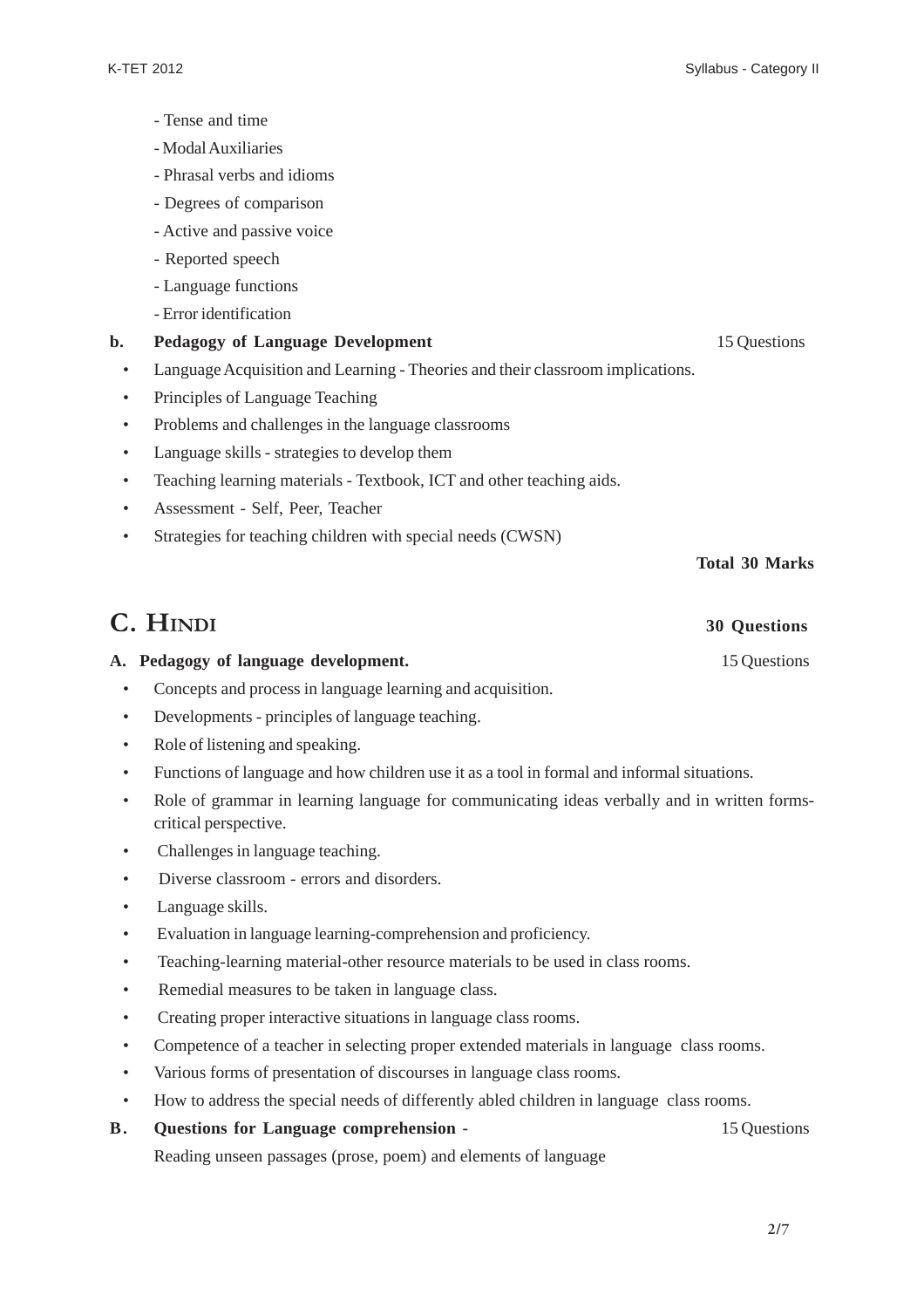- Tense and time
- Modal Auxiliaries
- Phrasal verbs and idioms
- Degrees of comparison
- Active and passive voice
- Reported speech
- Language functions
- Error identification

**b. Pedagogy of Language Development** 15 Questions

- Language Acquisition and Learning - Theories and their classroom implications.
- Principles of Language Teaching
- Problems and challenges in the language classrooms
- Language skills - strategies to develop them
- Teaching learning materials - Textbook, ICT and other teaching aids.
- Assessment - Self, Peer, Teacher
- Strategies for teaching children with special needs (CWSN)

**Total 30 Marks**

## C. Hindi **30 Questions**

**A. Pedagogy of language development.** 15 Questions

- Concepts and process in language learning and acquisition.
- Developments - principles of language teaching.
- Role of listening and speaking.
- Functions of language and how children use it as a tool in formal and informal situations.
- Role of grammar in learning language for communicating ideas verbally and in written forms-critical perspective.
- Challenges in language teaching.
- Diverse classroom - errors and disorders.
- Language skills.
- Evaluation in language learning-comprehension and proficiency.
- Teaching-learning material-other resource materials to be used in class rooms.
- Remedial measures to be taken in language class.
- Creating proper interactive situations in language class rooms.
- Competence of a teacher in selecting proper extended materials in language class rooms.
- Various forms of presentation of discourses in language class rooms.
- How to address the special needs of differently abled children in language class rooms.

**B. Questions for Language comprehension -** 15 Questions

Reading unseen passages (prose, poem) and elements of language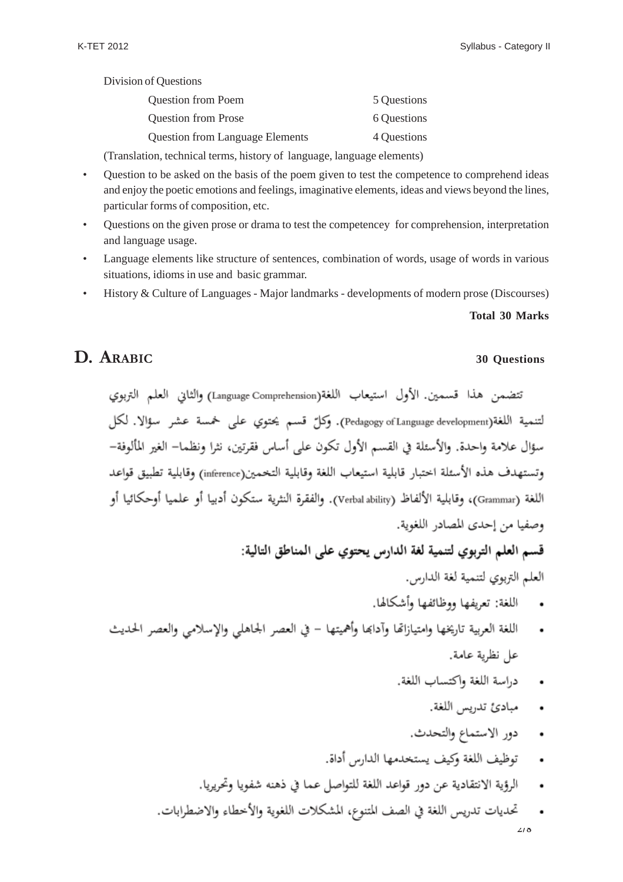Division of Questions

| | |
|---|---|
| Question from Poem | 5 Questions |
| Question from Prose | 6 Questions |
| Question from Language Elements | 4 Questions |

(Translation, technical terms, history of language, language elements)

- Question to be asked on the basis of the poem given to test the competence to comprehend ideas and enjoy the poetic emotions and feelings, imaginative elements, ideas and views beyond the lines, particular forms of composition, etc.
- Questions on the given prose or drama to test the competencey for comprehension, interpretation and language usage.
- Language elements like structure of sentences, combination of words, usage of words in various situations, idioms in use and basic grammar.
- History & Culture of Languages - Major landmarks - developments of modern prose (Discourses)

**Total 30 Marks**

## D. ARABIC

**30 Questions**

تتضمن هذا قسمين. الأول استيعاب اللغة(Language Comprehension) والثاني العلم التربوي لتنمية اللغة(Pedagogy of Language development). وكلّ قسم يحتوي على خمسة عشر سؤالا. لكل سؤال علامة واحدة. والأسئلة في القسم الأول تكون على أساس فقرتين، نثرا ونظما– الغير المألوفة– وتستهدف هذه الأسئلة اختبار قابلية استيعاب اللغة وقابلية التخمين(inference) وقابلية تطبيق قواعد اللغة (Grammar)، وقابلية الألفاظ (Verbal ability). والفقرة النثرية ستكون أدبيا أو علميا أوحكائيا أو وصفيا من إحدى المصادر اللغوية.

**قسم العلم التربوي لتنمية لغة الدارس يحتوي على المناطق التالية:**

العلم التربوي لتنمية لغة الدارس.

- اللغة: تعريفها ووظائفها وأشكالها.
- اللغة العربية تاريخها وامتيازاتها وآدابها وأهميتها – في العصر الجاهلي والإسلامي والعصر الحديث عل نظرية عامة.
- دراسة اللغة واكتساب اللغة.
- مبادئ تدريس اللغة.
- دور الاستماع والتحدث.
- توظيف اللغة وكيف يستخدمها الدارس أداة.
- الرؤية الانتقادية عن دور قواعد اللغة للتواصل عما في ذهنه شفويا وتحريريا.
- تحديات تدريس اللغة في الصف المتنوع، المشكلات اللغوية والأخطاء والاضطرابات.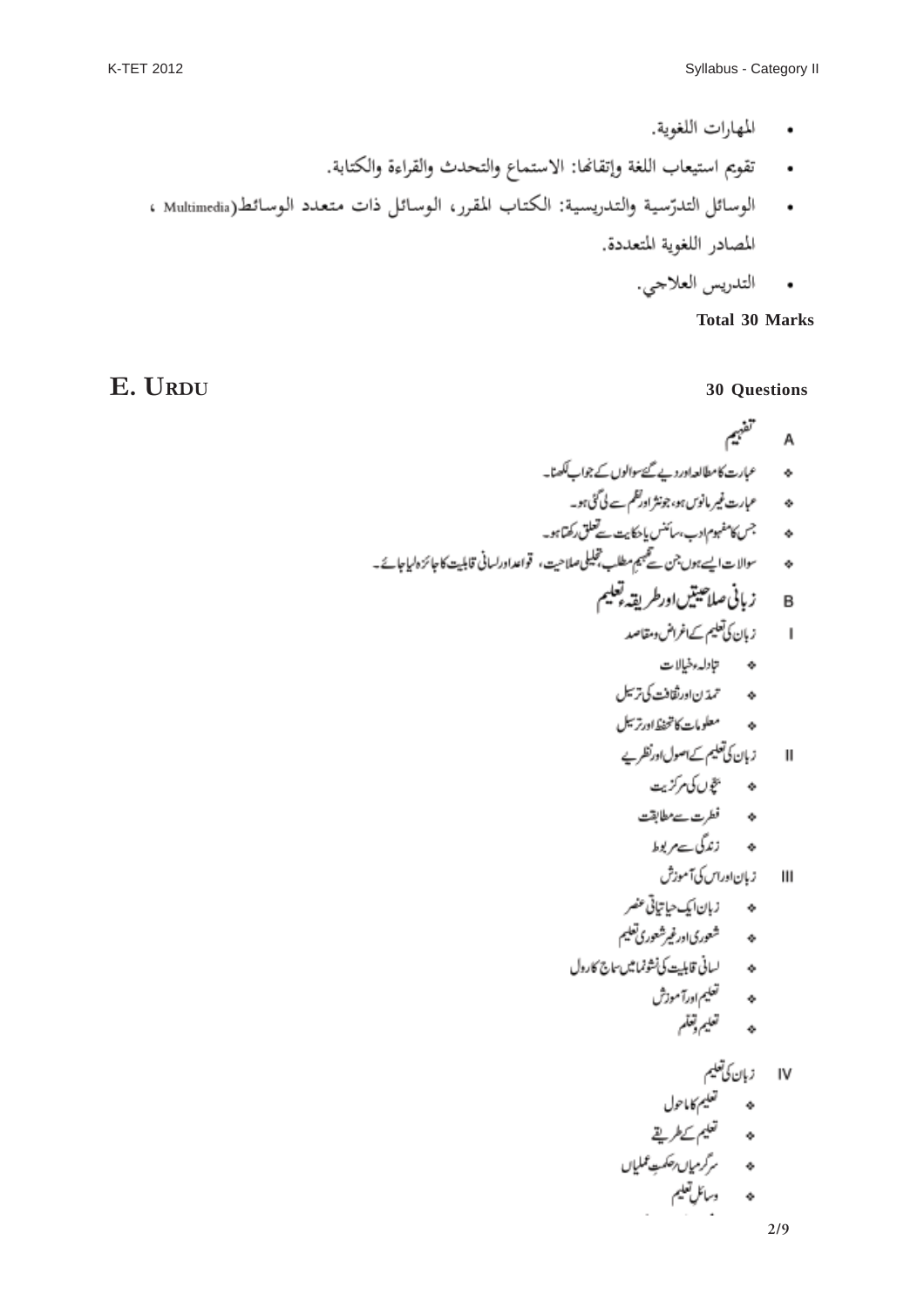- المهارات اللغوية.
- تقويم استيعاب اللغة وإتقانها: الاستماع والتحدث والقراءة والكتابة.
- الوسائل التدرّسية والتدريسية: الكتاب المقرر، الوسائل ذات متعدد الوسائط(Multimedia ، المصادر اللغوية المتعددة.
- التدريس العلاجي.

**Total 30 Marks**

## E. URDU

**30 Questions**

A تفہیم

- عبارت کا مطالعہ اور دیے گئے سوالوں کے جواب لکھنا۔
- عبارت غیر مانوس ہو، جو نثر اور نظم سے لی گئی ہو۔
- جس کا مفہوم ادب، سائنس یا حکایت سے تعلق رکھتا ہو۔
- سوالات ایسے ہوں جن سے تفہیم مطلب، تحلیلی صلاحیت، قواعد اور لسانی قابلیت کا جائزہ لیا جائے۔

B زبانی صلاحیتیں اور طریقۂ تعلیم

I زبان کی تعلیم کے اغراض و مقاصد

- تبادلۂ خیالات
- تمدن اور ثقافت کی ترسیل
- معلومات کا تحفظ اور ترسیل

II زبان کی تعلیم کے اصول اور نظریے

- بچوں کی مرکزیت
- فطرت سے مطابقت
- زندگی سے مربوط

III زبان اور اس کی آموزش

- زبان ایک حیاتیاتی عنصر
- شعوری اور غیر شعوری تعلیم
- لسانی قابلیت کی نشو و نما میں سماج کا رول
- تعلیم اور آموزش
- تعلیم و تعلّم

IV زبان کی تعلیم

- تعلیم کا ماحول
- تعلیم کے طریقے
- سرگرمیاں/حکمتِ عملیاں
- وسائل تعلیم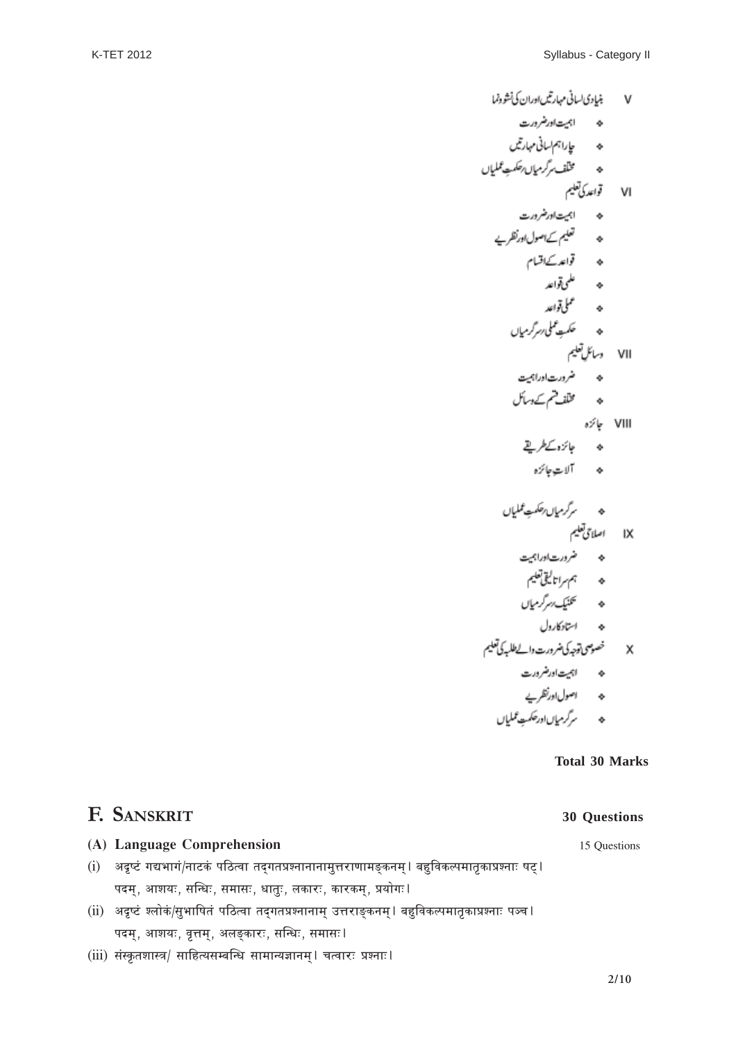V بنیادی لسانی مہارتیں اوران کی نشو ونما

- اہمیت اورضرورت
- چاراہم لسانی مہارتیں
- مختلف سرگرمیاں/حکمتِ عملیاں

VI قواعد کی تعلیم

- اہمیت اورضرورت
- تعلیم کےاصول اورنظریے
- قواعد کےاقسام
- علمی قواعد
- عملی قواعد
- حکمتِ عملی/سرگرمیاں

VII وسائل تعلیم

- ضرورت اوراہمیت
- مختلف قسم کےوسائل

VIII جائزہ

- جائزہ کےطریقے
- آلاتِ جائزہ
- سرگرمیاں/حکمتِ عملیاں

IX اصلاحی تعلیم

- ضرورت اوراہمیت
- ہم سراتالیقی تعلیم
- تکنیک/سرگرمیاں
- استاد کارول

X خصوصی توجہ کی ضرورت والے طلبہ کی تعلیم

- اہمیت اورضرورت
- اصول اورنظریے
- سرگرمیاں اورحکمتِ عملیاں

**Total 30 Marks**

## F. SANSKRIT — 30 Questions

### (A) Language Comprehension — 15 Questions

(i) अदृष्टं गद्यभागं/नाटकं पठित्वा तद्गतप्रश्नानानामुत्तराणामङ्कनम्। बहुविकल्पमातृकाप्रश्नाः षट्।
पदम्, आशयः, सन्धिः, समासः, धातुः, लकारः, कारकम्, प्रयोगः।

(ii) अदृष्टं श्लोकं/सुभाषितं पठित्वा तद्गतप्रश्नानाम् उत्तराङ्कनम्। बहुविकल्पमातृकाप्रश्नाः पञ्च।
पदम्, आशयः, वृत्तम्, अलङ्कारः, सन्धिः, समासः।

(iii) संस्कृतशास्त्र/ साहित्यसम्बन्धि सामान्यज्ञानम्। चत्वारः प्रश्नाः।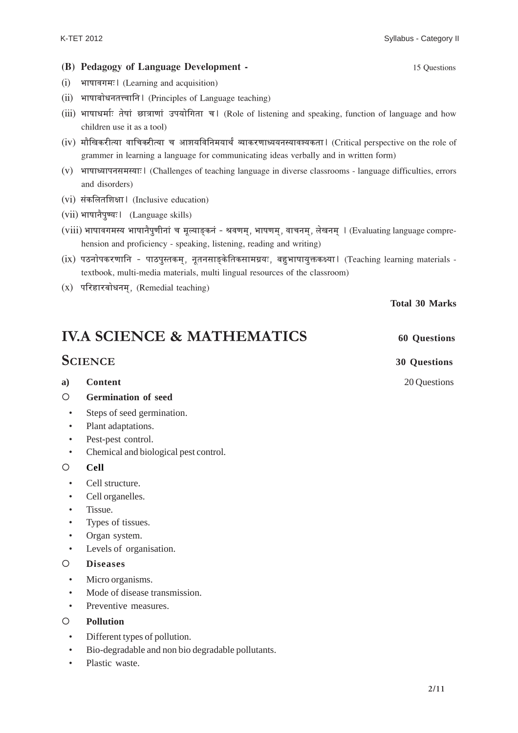**(B) Pedagogy of Language Development -** 15 Questions

(i) भाषावगमः। (Learning and acquisition)

(ii) भाषाबोधनतत्त्वानि। (Principles of Language teaching)

(iii) भाषाधर्माः तेषां छात्राणां उपयोगिता च। (Role of listening and speaking, function of language and how children use it as a tool)

(iv) मौखिकरीत्या वाचिकरीत्या च आशयविनिमयार्थं व्याकरणाध्ययनस्यावश्यकता। (Critical perspective on the role of grammer in learning a language for communicating ideas verbally and in written form)

(v) भाषाध्यापनसमस्याः। (Challenges of teaching language in diverse classrooms - language difficulties, errors and disorders)

(vi) संकलितशिक्षा। (Inclusive education)

(vii) भाषानैपुण्यः। (Language skills)

(viii) भाषावगमस्य भाषानैपुणीनां च मूल्याङ्कनं - श्रवणम्, भाषणम्, वाचनम्, लेखनम् । (Evaluating language comprehension and proficiency - speaking, listening, reading and writing)

(ix) पठनोपकरणानि - पाठपुस्तकम्, नूतनसाङ्केतिकसामग्रयः, बहुभाषायुक्तकक्ष्या। (Teaching learning materials - textbook, multi-media materials, multi lingual resources of the classroom)

(x) परिहारबोधनम्, (Remedial teaching)

**Total 30 Marks**

# IV.A SCIENCE & MATHEMATICS — 60 Questions

## SCIENCE — 30 Questions

**a) Content** — 20 Questions

- **Germination of seed**
  - Steps of seed germination.
  - Plant adaptations.
  - Pest-pest control.
  - Chemical and biological pest control.
- **Cell**
  - Cell structure.
  - Cell organelles.
  - Tissue.
  - Types of tissues.
  - Organ system.
  - Levels of organisation.
- **Diseases**
  - Micro organisms.
  - Mode of disease transmission.
  - Preventive measures.
- **Pollution**
  - Different types of pollution.
  - Bio-degradable and non bio degradable pollutants.
  - Plastic waste.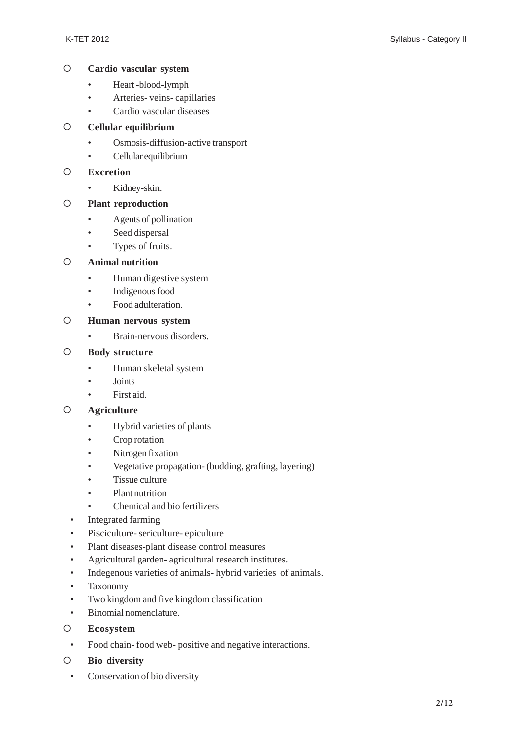- **Cardio vascular system**
    - Heart -blood-lymph
    - Arteries- veins- capillaries
    - Cardio vascular diseases
- **Cellular equilibrium**
    - Osmosis-diffusion-active transport
    - Cellular equilibrium
- **Excretion**
    - Kidney-skin.
- **Plant reproduction**
    - Agents of pollination
    - Seed dispersal
    - Types of fruits.
- **Animal nutrition**
    - Human digestive system
    - Indigenous food
    - Food adulteration.
- **Human nervous system**
    - Brain-nervous disorders.
- **Body structure**
    - Human skeletal system
    - Joints
    - First aid.
- **Agriculture**
    - Hybrid varieties of plants
    - Crop rotation
    - Nitrogen fixation
    - Vegetative propagation- (budding, grafting, layering)
    - Tissue culture
    - Plant nutrition
    - Chemical and bio fertilizers
- Integrated farming
- Pisciculture- sericulture- epiculture
- Plant diseases-plant disease control measures
- Agricultural garden- agricultural research institutes.
- Indegenous varieties of animals- hybrid varieties of animals.
- Taxonomy
- Two kingdom and five kingdom classification
- Binomial nomenclature.
- **Ecosystem**
- Food chain- food web- positive and negative interactions.
- **Bio diversity**
- Conservation of bio diversity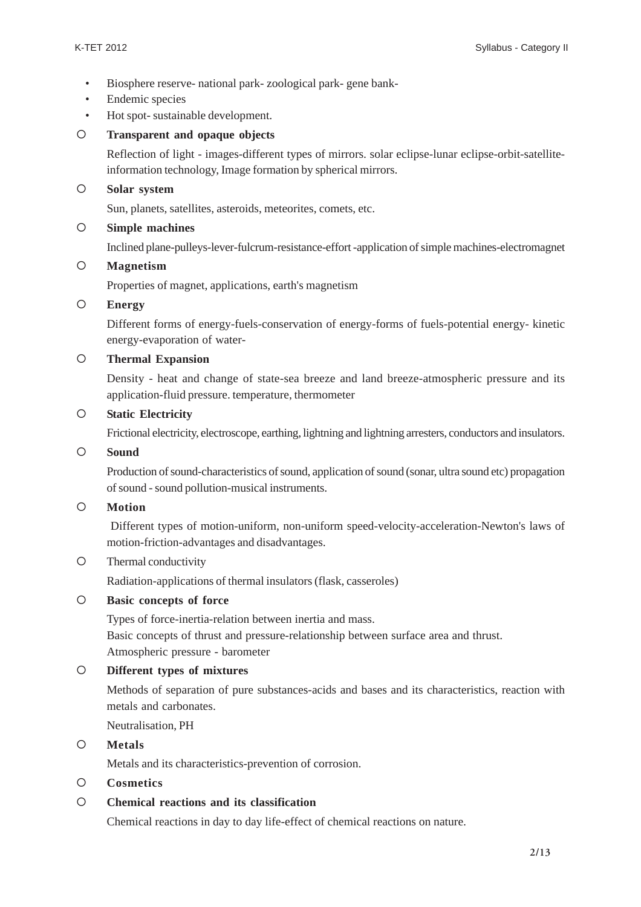- Biosphere reserve- national park- zoological park- gene bank-
- Endemic species
- Hot spot- sustainable development.

- **Transparent and opaque objects**

  Reflection of light - images-different types of mirrors. solar eclipse-lunar eclipse-orbit-satellite-information technology, Image formation by spherical mirrors.

- **Solar system**

  Sun, planets, satellites, asteroids, meteorites, comets, etc.

- **Simple machines**

  Inclined plane-pulleys-lever-fulcrum-resistance-effort -application of simple machines-electromagnet

- **Magnetism**

  Properties of magnet, applications, earth's magnetism

- **Energy**

  Different forms of energy-fuels-conservation of energy-forms of fuels-potential energy- kinetic energy-evaporation of water-

- **Thermal Expansion**

  Density - heat and change of state-sea breeze and land breeze-atmospheric pressure and its application-fluid pressure. temperature, thermometer

- **Static Electricity**

  Frictional electricity, electroscope, earthing, lightning and lightning arresters, conductors and insulators.

- **Sound**

  Production of sound-characteristics of sound, application of sound (sonar, ultra sound etc) propagation of sound - sound pollution-musical instruments.

- **Motion**

  Different types of motion-uniform, non-uniform speed-velocity-acceleration-Newton's laws of motion-friction-advantages and disadvantages.

- Thermal conductivity

  Radiation-applications of thermal insulators (flask, casseroles)

- **Basic concepts of force**

  Types of force-inertia-relation between inertia and mass.
  Basic concepts of thrust and pressure-relationship between surface area and thrust.
  Atmospheric pressure - barometer

- **Different types of mixtures**

  Methods of separation of pure substances-acids and bases and its characteristics, reaction with metals and carbonates.

  Neutralisation, PH

- **Metals**

  Metals and its characteristics-prevention of corrosion.

- **Cosmetics**

- **Chemical reactions and its classification**

  Chemical reactions in day to day life-effect of chemical reactions on nature.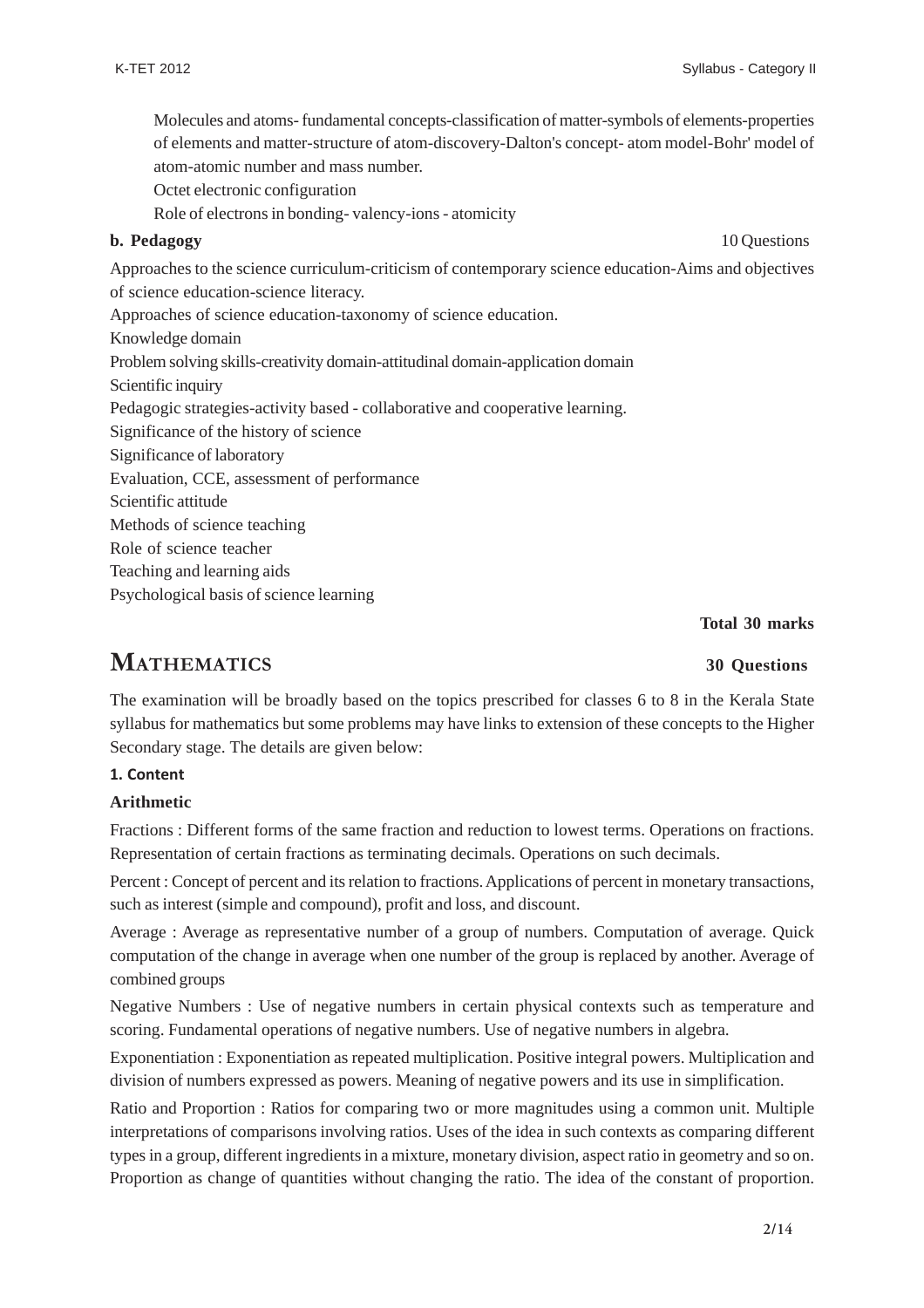Molecules and atoms- fundamental concepts-classification of matter-symbols of elements-properties of elements and matter-structure of atom-discovery-Dalton's concept- atom model-Bohr' model of atom-atomic number and mass number.

Octet electronic configuration

Role of electrons in bonding- valency-ions - atomicity

**b. Pedagogy** 10 Questions

Approaches to the science curriculum-criticism of contemporary science education-Aims and objectives of science education-science literacy.

Approaches of science education-taxonomy of science education.

Knowledge domain

Problem solving skills-creativity domain-attitudinal domain-application domain

Scientific inquiry

Pedagogic strategies-activity based - collaborative and cooperative learning.

Significance of the history of science

Significance of laboratory

Evaluation, CCE, assessment of performance

Scientific attitude

Methods of science teaching

Role of science teacher

Teaching and learning aids

Psychological basis of science learning

**Total 30 marks**

## MATHEMATICS 30 Questions

The examination will be broadly based on the topics prescribed for classes 6 to 8 in the Kerala State syllabus for mathematics but some problems may have links to extension of these concepts to the Higher Secondary stage. The details are given below:

**1. Content**

**Arithmetic**

Fractions : Different forms of the same fraction and reduction to lowest terms. Operations on fractions. Representation of certain fractions as terminating decimals. Operations on such decimals.

Percent : Concept of percent and its relation to fractions. Applications of percent in monetary transactions, such as interest (simple and compound), profit and loss, and discount.

Average : Average as representative number of a group of numbers. Computation of average. Quick computation of the change in average when one number of the group is replaced by another. Average of combined groups

Negative Numbers : Use of negative numbers in certain physical contexts such as temperature and scoring. Fundamental operations of negative numbers. Use of negative numbers in algebra.

Exponentiation : Exponentiation as repeated multiplication. Positive integral powers. Multiplication and division of numbers expressed as powers. Meaning of negative powers and its use in simplification.

Ratio and Proportion : Ratios for comparing two or more magnitudes using a common unit. Multiple interpretations of comparisons involving ratios. Uses of the idea in such contexts as comparing different types in a group, different ingredients in a mixture, monetary division, aspect ratio in geometry and so on. Proportion as change of quantities without changing the ratio. The idea of the constant of proportion.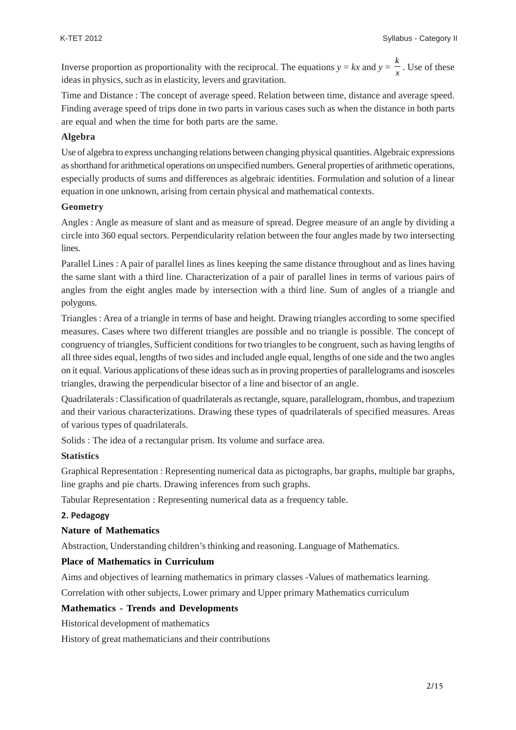Inverse proportion as proportionality with the reciprocal. The equations $y = kx$ and $y = \frac{k}{x}$. Use of these ideas in physics, such as in elasticity, levers and gravitation.

Time and Distance : The concept of average speed. Relation between time, distance and average speed. Finding average speed of trips done in two parts in various cases such as when the distance in both parts are equal and when the time for both parts are the same.

**Algebra**

Use of algebra to express unchanging relations between changing physical quantities. Algebraic expressions as shorthand for arithmetical operations on unspecified numbers. General properties of arithmetic operations, especially products of sums and differences as algebraic identities. Formulation and solution of a linear equation in one unknown, arising from certain physical and mathematical contexts.

**Geometry**

Angles : Angle as measure of slant and as measure of spread. Degree measure of an angle by dividing a circle into 360 equal sectors. Perpendicularity relation between the four angles made by two intersecting lines.

Parallel Lines : A pair of parallel lines as lines keeping the same distance throughout and as lines having the same slant with a third line. Characterization of a pair of parallel lines in terms of various pairs of angles from the eight angles made by intersection with a third line. Sum of angles of a triangle and polygons.

Triangles : Area of a triangle in terms of base and height. Drawing triangles according to some specified measures. Cases where two different triangles are possible and no triangle is possible. The concept of congruency of triangles, Sufficient conditions for two triangles to be congruent, such as having lengths of all three sides equal, lengths of two sides and included angle equal, lengths of one side and the two angles on it equal. Various applications of these ideas such as in proving properties of parallelograms and isosceles triangles, drawing the perpendicular bisector of a line and bisector of an angle.

Quadrilaterals : Classification of quadrilaterals as rectangle, square, parallelogram, rhombus, and trapezium and their various characterizations. Drawing these types of quadrilaterals of specified measures. Areas of various types of quadrilaterals.

Solids : The idea of a rectangular prism. Its volume and surface area.

**Statistics**

Graphical Representation : Representing numerical data as pictographs, bar graphs, multiple bar graphs, line graphs and pie charts. Drawing inferences from such graphs.

Tabular Representation : Representing numerical data as a frequency table.

**2. Pedagogy**

**Nature of Mathematics**

Abstraction, Understanding children's thinking and reasoning. Language of Mathematics.

**Place of Mathematics in Curriculum**

Aims and objectives of learning mathematics in primary classes -Values of mathematics learning.

Correlation with other subjects, Lower primary and Upper primary Mathematics curriculum

**Mathematics - Trends and Developments**

Historical development of mathematics

History of great mathematicians and their contributions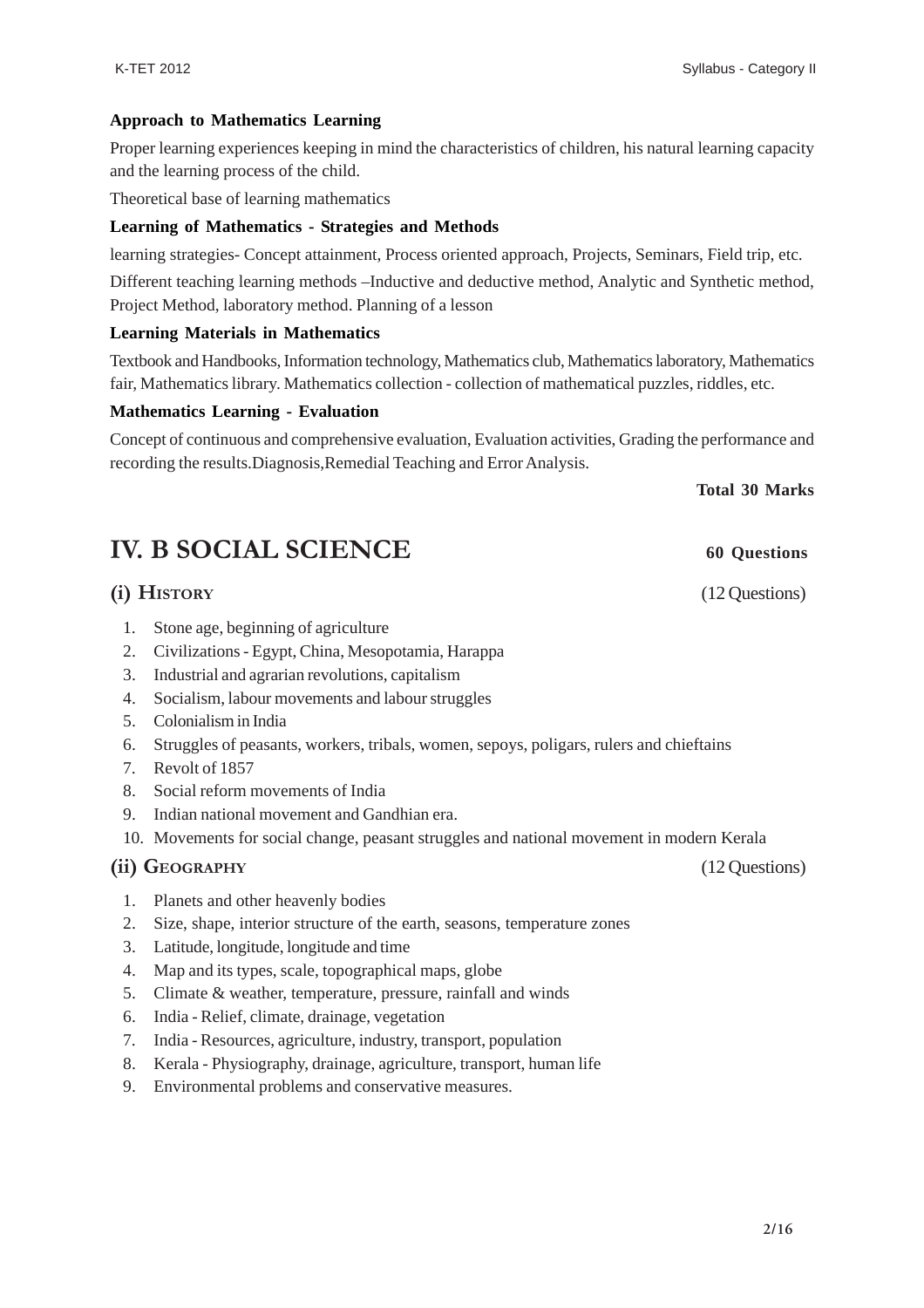**Approach to Mathematics Learning**

Proper learning experiences keeping in mind the characteristics of children, his natural learning capacity and the learning process of the child.

Theoretical base of learning mathematics

**Learning of Mathematics - Strategies and Methods**

learning strategies- Concept attainment, Process oriented approach, Projects, Seminars, Field trip, etc.

Different teaching learning methods –Inductive and deductive method, Analytic and Synthetic method, Project Method, laboratory method. Planning of a lesson

**Learning Materials in Mathematics**

Textbook and Handbooks, Information technology, Mathematics club, Mathematics laboratory, Mathematics fair, Mathematics library. Mathematics collection - collection of mathematical puzzles, riddles, etc.

**Mathematics Learning - Evaluation**

Concept of continuous and comprehensive evaluation, Evaluation activities, Grading the performance and recording the results.Diagnosis,Remedial Teaching and Error Analysis.

**Total 30 Marks**

# IV. B SOCIAL SCIENCE — 60 Questions

## (i) History (12 Questions)

1. Stone age, beginning of agriculture
2. Civilizations - Egypt, China, Mesopotamia, Harappa
3. Industrial and agrarian revolutions, capitalism
4. Socialism, labour movements and labour struggles
5. Colonialism in India
6. Struggles of peasants, workers, tribals, women, sepoys, poligars, rulers and chieftains
7. Revolt of 1857
8. Social reform movements of India
9. Indian national movement and Gandhian era.
10. Movements for social change, peasant struggles and national movement in modern Kerala

## (ii) Geography (12 Questions)

1. Planets and other heavenly bodies
2. Size, shape, interior structure of the earth, seasons, temperature zones
3. Latitude, longitude, longitude and time
4. Map and its types, scale, topographical maps, globe
5. Climate & weather, temperature, pressure, rainfall and winds
6. India - Relief, climate, drainage, vegetation
7. India - Resources, agriculture, industry, transport, population
8. Kerala - Physiography, drainage, agriculture, transport, human life
9. Environmental problems and conservative measures.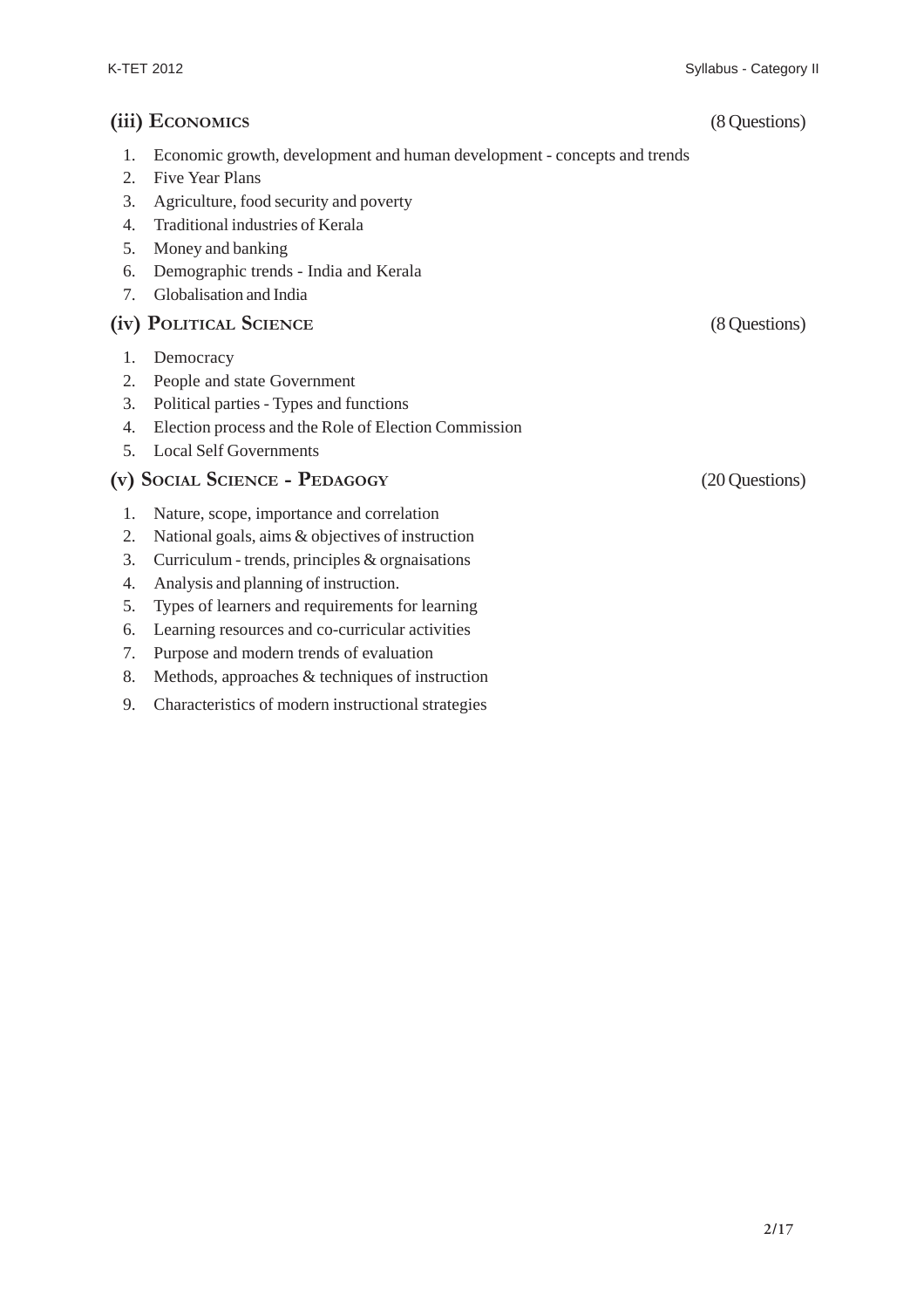### (iii) Economics (8 Questions)

1. Economic growth, development and human development - concepts and trends
2. Five Year Plans
3. Agriculture, food security and poverty
4. Traditional industries of Kerala
5. Money and banking
6. Demographic trends - India and Kerala
7. Globalisation and India

### (iv) Political Science (8 Questions)

1. Democracy
2. People and state Government
3. Political parties - Types and functions
4. Election process and the Role of Election Commission
5. Local Self Governments

### (v) Social Science - Pedagogy (20 Questions)

1. Nature, scope, importance and correlation
2. National goals, aims & objectives of instruction
3. Curriculum - trends, principles & orgnaisations
4. Analysis and planning of instruction.
5. Types of learners and requirements for learning
6. Learning resources and co-curricular activities
7. Purpose and modern trends of evaluation
8. Methods, approaches & techniques of instruction
9. Characteristics of modern instructional strategies